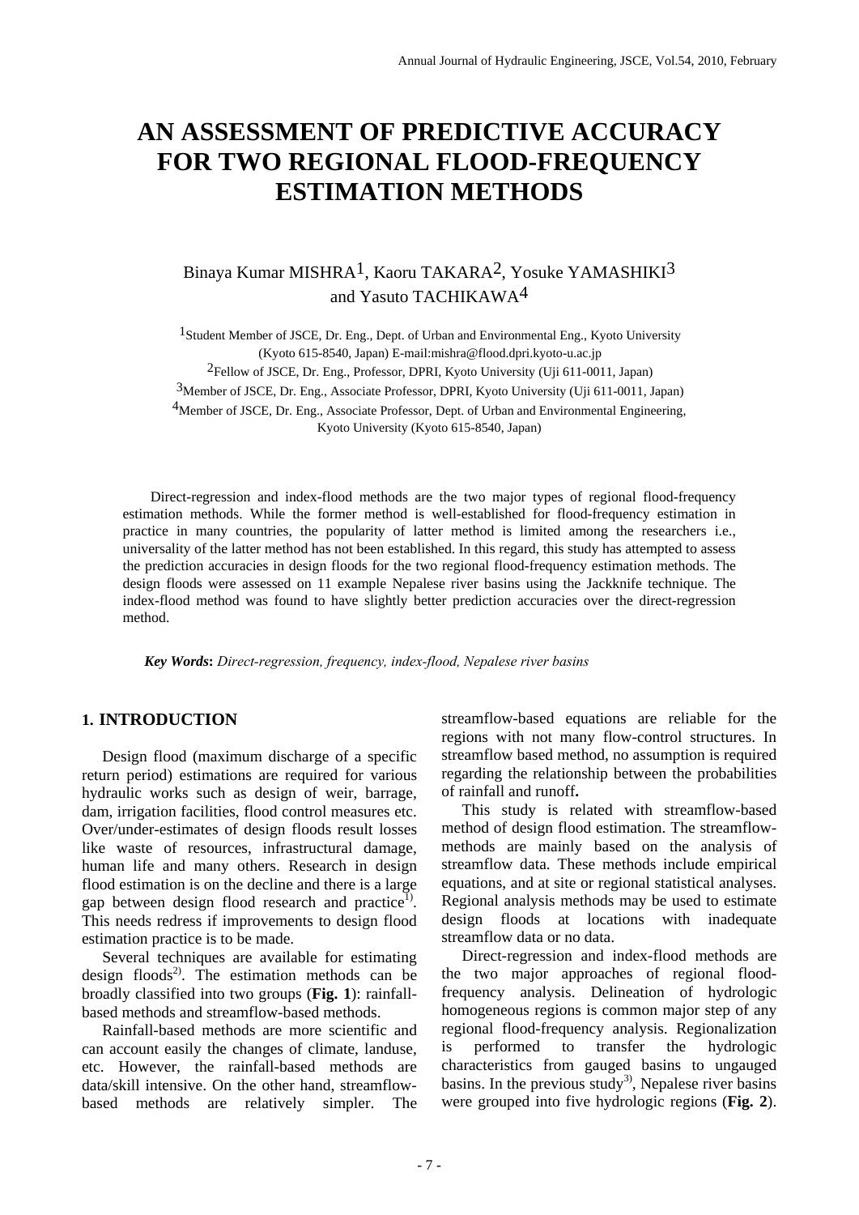# AN ASSESSMENT OF PREDICTIVE ACCURACY FOR TWO REGIONAL FLOOD-FREQUENCY ESTIMATION METHODS

Binaya Kumar MISHRA[1], Kaoru TAKARA[2], Yosuke YAMASHIKI[3] and Yasuto TACHIKAWA[4]

[1]Student Member of JSCE, Dr. Eng., Dept. of Urban and Environmental Eng., Kyoto University (Kyoto 615-8540, Japan) E-mail:mishra@flood.dpri.kyoto-u.ac.jp

[2]Fellow of JSCE, Dr. Eng., Professor, DPRI, Kyoto University (Uji 611-0011, Japan)

[3]Member of JSCE, Dr. Eng., Associate Professor, DPRI, Kyoto University (Uji 611-0011, Japan)

[4]Member of JSCE, Dr. Eng., Associate Professor, Dept. of Urban and Environmental Engineering, Kyoto University (Kyoto 615-8540, Japan)

Direct-regression and index-flood methods are the two major types of regional flood-frequency estimation methods. While the former method is well-established for flood-frequency estimation in practice in many countries, the popularity of latter method is limited among the researchers i.e., universality of the latter method has not been established. In this regard, this study has attempted to assess the prediction accuracies in design floods for the two regional flood-frequency estimation methods. The design floods were assessed on 11 example Nepalese river basins using the Jackknife technique. The index-flood method was found to have slightly better prediction accuracies over the direct-regression method.

***Key Words*: *Direct-regression, frequency, index-flood, Nepalese river basins***

## 1. INTRODUCTION

Design flood (maximum discharge of a specific return period) estimations are required for various hydraulic works such as design of weir, barrage, dam, irrigation facilities, flood control measures etc. Over/under-estimates of design floods result losses like waste of resources, infrastructural damage, human life and many others. Research in design flood estimation is on the decline and there is a large gap between design flood research and practice[1]. This needs redress if improvements to design flood estimation practice is to be made.

Several techniques are available for estimating design floods[2]. The estimation methods can be broadly classified into two groups (**Fig. 1**): rainfall-based methods and streamflow-based methods.

Rainfall-based methods are more scientific and can account easily the changes of climate, landuse, etc. However, the rainfall-based methods are data/skill intensive. On the other hand, streamflow-based methods are relatively simpler. The streamflow-based equations are reliable for the regions with not many flow-control structures. In streamflow based method, no assumption is required regarding the relationship between the probabilities of rainfall and runoff**.**

This study is related with streamflow-based method of design flood estimation. The streamflow-methods are mainly based on the analysis of streamflow data. These methods include empirical equations, and at site or regional statistical analyses. Regional analysis methods may be used to estimate design floods at locations with inadequate streamflow data or no data.

Direct-regression and index-flood methods are the two major approaches of regional flood-frequency analysis. Delineation of hydrologic homogeneous regions is common major step of any regional flood-frequency analysis. Regionalization is performed to transfer the hydrologic characteristics from gauged basins to ungauged basins. In the previous study[3], Nepalese river basins were grouped into five hydrologic regions (**Fig. 2**).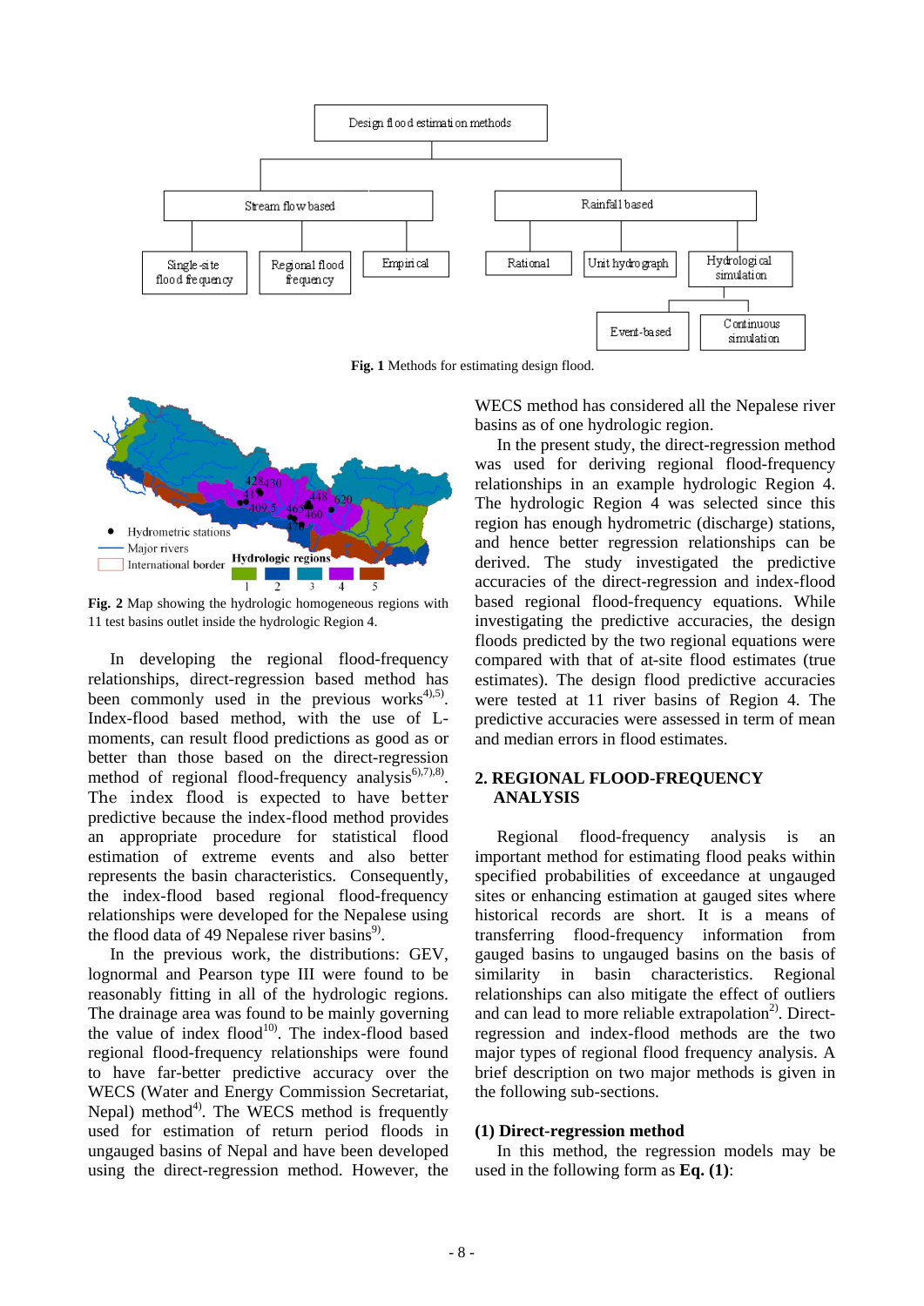Fig. 1 Methods for estimating design flood.

Fig. 2 Map showing the hydrologic homogeneous regions with 11 test basins outlet inside the hydrologic Region 4.

In developing the regional flood-frequency relationships, direct-regression based method has been commonly used in the previous works[4,5]. Index-flood based method, with the use of L-moments, can result flood predictions as good as or better than those based on the direct-regression method of regional flood-frequency analysis[6),7),8]. The index flood is expected to have better predictive because the index-flood method provides an appropriate procedure for statistical flood estimation of extreme events and also better represents the basin characteristics. Consequently, the index-flood based regional flood-frequency relationships were developed for the Nepalese using the flood data of 49 Nepalese river basins[9].

In the previous work, the distributions: GEV, lognormal and Pearson type III were found to be reasonably fitting in all of the hydrologic regions. The drainage area was found to be mainly governing the value of index flood[10]. The index-flood based regional flood-frequency relationships were found to have far-better predictive accuracy over the WECS (Water and Energy Commission Secretariat, Nepal) method[4]. The WECS method is frequently used for estimation of return period floods in ungauged basins of Nepal and have been developed using the direct-regression method. However, the WECS method has considered all the Nepalese river basins as of one hydrologic region.

In the present study, the direct-regression method was used for deriving regional flood-frequency relationships in an example hydrologic Region 4. The hydrologic Region 4 was selected since this region has enough hydrometric (discharge) stations, and hence better regression relationships can be derived. The study investigated the predictive accuracies of the direct-regression and index-flood based regional flood-frequency equations. While investigating the predictive accuracies, the design floods predicted by the two regional equations were compared with that of at-site flood estimates (true estimates). The design flood predictive accuracies were tested at 11 river basins of Region 4. The predictive accuracies were assessed in term of mean and median errors in flood estimates.

## 2. REGIONAL FLOOD-FREQUENCY ANALYSIS

Regional flood-frequency analysis is an important method for estimating flood peaks within specified probabilities of exceedance at ungauged sites or enhancing estimation at gauged sites where historical records are short. It is a means of transferring flood-frequency information from gauged basins to ungauged basins on the basis of similarity in basin characteristics. Regional relationships can also mitigate the effect of outliers and can lead to more reliable extrapolation[2]. Direct-regression and index-flood methods are the two major types of regional flood frequency analysis. A brief description on two major methods is given in the following sub-sections.

### (1) Direct-regression method

In this method, the regression models may be used in the following form as **Eq. (1)**: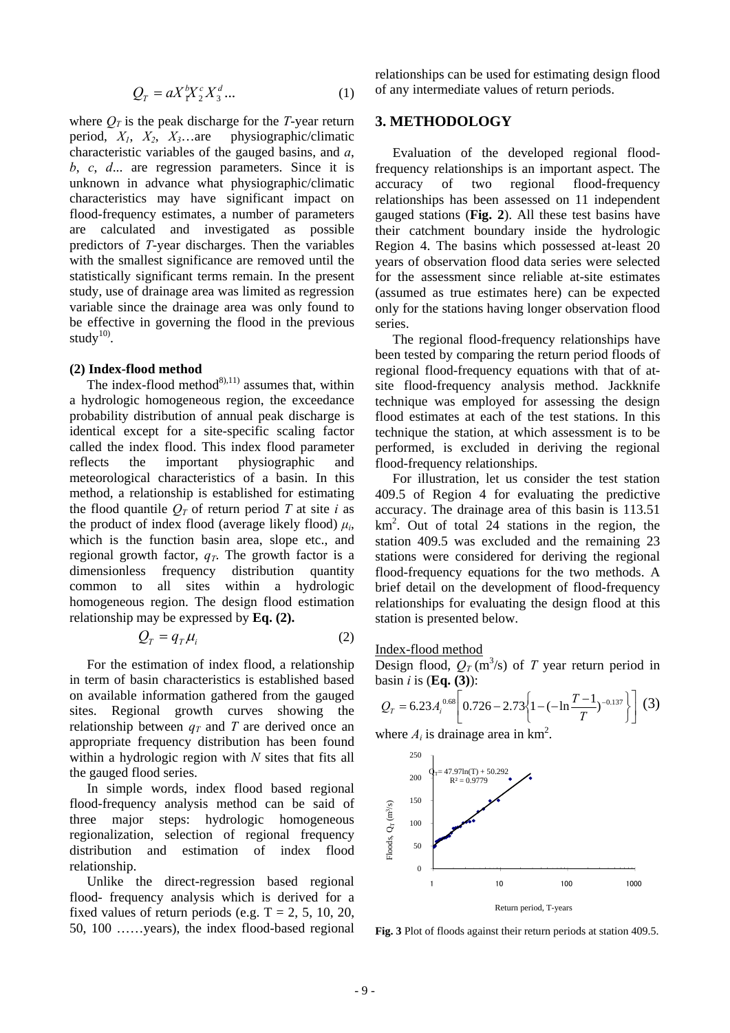$$Q_T = aX_1^b X_2^c X_3^d \ldots \quad (1)$$

where $Q_T$ is the peak discharge for the $T$-year return period, $X_1$, $X_2$, $X_3$…are physiographic/climatic characteristic variables of the gauged basins, and $a$, $b$, $c$, $d$... are regression parameters. Since it is unknown in advance what physiographic/climatic characteristics may have significant impact on flood-frequency estimates, a number of parameters are calculated and investigated as possible predictors of $T$-year discharges. Then the variables with the smallest significance are removed until the statistically significant terms remain. In the present study, use of drainage area was limited as regression variable since the drainage area was only found to be effective in governing the flood in the previous study[10].

**(2) Index-flood method**

The index-flood method[8),11)] assumes that, within a hydrologic homogeneous region, the exceedance probability distribution of annual peak discharge is identical except for a site-specific scaling factor called the index flood. This index flood parameter reflects the important physiographic and meteorological characteristics of a basin. In this method, a relationship is established for estimating the flood quantile $Q_T$ of return period $T$ at site $i$ as the product of index flood (average likely flood) $\mu_i$, which is the function basin area, slope etc., and regional growth factor, $q_T$. The growth factor is a dimensionless frequency distribution quantity common to all sites within a hydrologic homogeneous region. The design flood estimation relationship may be expressed by **Eq. (2).**

$$Q_T = q_T \mu_i \quad (2)$$

For the estimation of index flood, a relationship in term of basin characteristics is established based on available information gathered from the gauged sites. Regional growth curves showing the relationship between $q_T$ and $T$ are derived once an appropriate frequency distribution has been found within a hydrologic region with $N$ sites that fits all the gauged flood series.

In simple words, index flood based regional flood-frequency analysis method can be said of three major steps: hydrologic homogeneous regionalization, selection of regional frequency distribution and estimation of index flood relationship.

Unlike the direct-regression based regional flood- frequency analysis which is derived for a fixed values of return periods (e.g. T = 2, 5, 10, 20, 50, 100 ……years), the index flood-based regional relationships can be used for estimating design flood of any intermediate values of return periods.

## 3. METHODOLOGY

Evaluation of the developed regional flood-frequency relationships is an important aspect. The accuracy of two regional flood-frequency relationships has been assessed on 11 independent gauged stations (**Fig. 2**). All these test basins have their catchment boundary inside the hydrologic Region 4. The basins which possessed at-least 20 years of observation flood data series were selected for the assessment since reliable at-site estimates (assumed as true estimates here) can be expected only for the stations having longer observation flood series.

The regional flood-frequency relationships have been tested by comparing the return period floods of regional flood-frequency equations with that of at-site flood-frequency analysis method. Jackknife technique was employed for assessing the design flood estimates at each of the test stations. In this technique the station, at which assessment is to be performed, is excluded in deriving the regional flood-frequency relationships.

For illustration, let us consider the test station 409.5 of Region 4 for evaluating the predictive accuracy. The drainage area of this basin is 113.51 km$^2$. Out of total 24 stations in the region, the station 409.5 was excluded and the remaining 23 stations were considered for deriving the regional flood-frequency equations for the two methods. A brief detail on the development of flood-frequency relationships for evaluating the design flood at this station is presented below.

Index-flood method

Design flood, $Q_T$ (m$^3$/s) of $T$ year return period in basin $i$ is (**Eq. (3)**):

$$Q_T = 6.23 A_i^{0.68} \left[ 0.726 - 2.73 \left\{ 1 - \left( -\ln \frac{T-1}{T} \right)^{-0.137} \right\} \right] \quad (3)$$

where $A_i$ is drainage area in km$^2$.

**Fig. 3** Plot of floods against their return periods at station 409.5.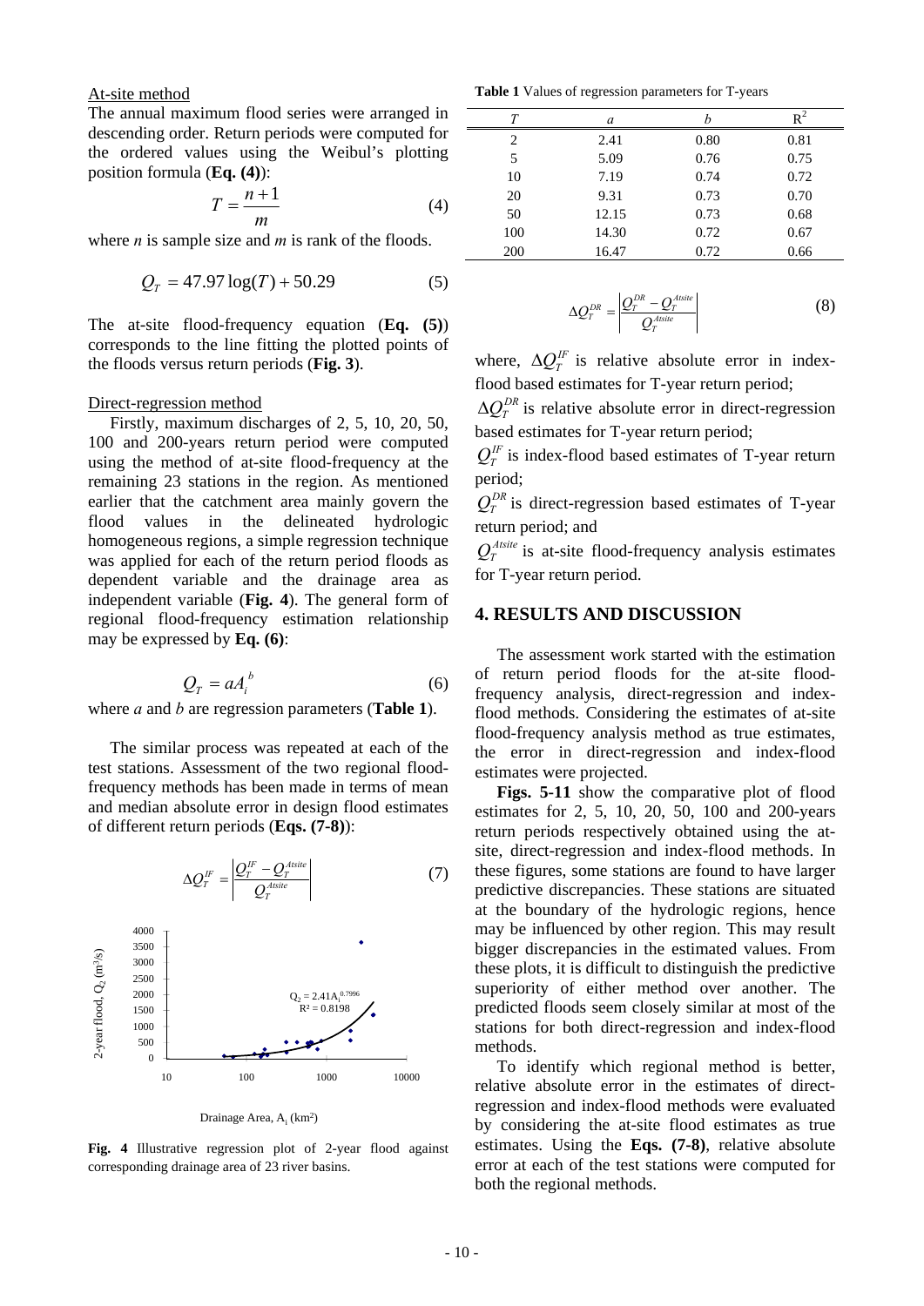At-site method

The annual maximum flood series were arranged in descending order. Return periods were computed for the ordered values using the Weibul's plotting position formula (**Eq. (4)**):

$$T = \frac{n+1}{m} \tag{4}$$

where $n$ is sample size and $m$ is rank of the floods.

$$Q_T = 47.97\log(T) + 50.29 \tag{5}$$

The at-site flood-frequency equation (**Eq. (5)**) corresponds to the line fitting the plotted points of the floods versus return periods (**Fig. 3**).

Direct-regression method

Firstly, maximum discharges of 2, 5, 10, 20, 50, 100 and 200-years return period were computed using the method of at-site flood-frequency at the remaining 23 stations in the region. As mentioned earlier that the catchment area mainly govern the flood values in the delineated hydrologic homogeneous regions, a simple regression technique was applied for each of the return period floods as dependent variable and the drainage area as independent variable (**Fig. 4**). The general form of regional flood-frequency estimation relationship may be expressed by **Eq. (6)**:

$$Q_T = aA_i^{\,b} \tag{6}$$

where $a$ and $b$ are regression parameters (**Table 1**).

The similar process was repeated at each of the test stations. Assessment of the two regional flood-frequency methods has been made in terms of mean and median absolute error in design flood estimates of different return periods (**Eqs. (7-8)**):

$$\Delta Q_T^{IF} = \left| \frac{Q_T^{IF} - Q_T^{Atsite}}{Q_T^{Atsite}} \right| \tag{7}$$

**Fig. 4** Illustrative regression plot of 2-year flood against corresponding drainage area of 23 river basins.

**Table 1** Values of regression parameters for T-years

| $T$ | $a$ | $b$ | $R^2$ |
|---|---|---|---|
| 2 | 2.41 | 0.80 | 0.81 |
| 5 | 5.09 | 0.76 | 0.75 |
| 10 | 7.19 | 0.74 | 0.72 |
| 20 | 9.31 | 0.73 | 0.70 |
| 50 | 12.15 | 0.73 | 0.68 |
| 100 | 14.30 | 0.72 | 0.67 |
| 200 | 16.47 | 0.72 | 0.66 |

$$\Delta Q_T^{DR} = \left| \frac{Q_T^{DR} - Q_T^{Atsite}}{Q_T^{Atsite}} \right| \tag{8}$$

where, $\Delta Q_T^{IF}$ is relative absolute error in index-flood based estimates for T-year return period;

$\Delta Q_T^{DR}$ is relative absolute error in direct-regression based estimates for T-year return period;

$Q_T^{IF}$ is index-flood based estimates of T-year return period;

$Q_T^{DR}$ is direct-regression based estimates of T-year return period; and

$Q_T^{Atsite}$ is at-site flood-frequency analysis estimates for T-year return period.

## 4. RESULTS AND DISCUSSION

The assessment work started with the estimation of return period floods for the at-site flood-frequency analysis, direct-regression and index-flood methods. Considering the estimates of at-site flood-frequency analysis method as true estimates, the error in direct-regression and index-flood estimates were projected.

**Figs. 5-11** show the comparative plot of flood estimates for 2, 5, 10, 20, 50, 100 and 200-years return periods respectively obtained using the at-site, direct-regression and index-flood methods. In these figures, some stations are found to have larger predictive discrepancies. These stations are situated at the boundary of the hydrologic regions, hence may be influenced by other region. This may result bigger discrepancies in the estimated values. From these plots, it is difficult to distinguish the predictive superiority of either method over another. The predicted floods seem closely similar at most of the stations for both direct-regression and index-flood methods.

To identify which regional method is better, relative absolute error in the estimates of direct-regression and index-flood methods were evaluated by considering the at-site flood estimates as true estimates. Using the **Eqs. (7-8)**, relative absolute error at each of the test stations were computed for both the regional methods.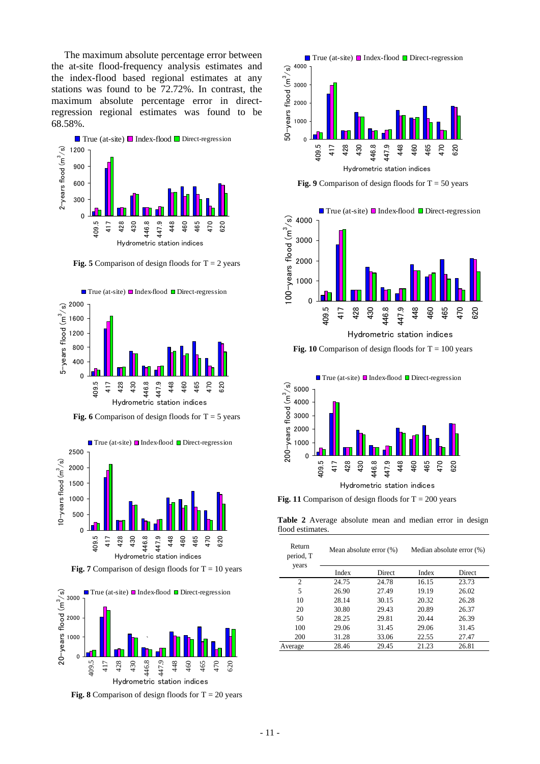The maximum absolute percentage error between the at-site flood-frequency analysis estimates and the index-flood based regional estimates at any stations was found to be 72.72%. In contrast, the maximum absolute percentage error in direct-regression regional estimates was found to be 68.58%.

**Fig. 5** Comparison of design floods for T = 2 years

**Fig. 6** Comparison of design floods for T = 5 years

**Fig. 7** Comparison of design floods for T = 10 years

**Fig. 8** Comparison of design floods for T = 20 years

**Fig. 9** Comparison of design floods for T = 50 years

**Fig. 10** Comparison of design floods for T = 100 years

**Fig. 11** Comparison of design floods for T = 200 years

**Table 2** Average absolute mean and median error in design flood estimates.

| Return period, T years | Mean absolute error (%) | | Median absolute error (%) | |
|---|---|---|---|---|
| | Index | Direct | Index | Direct |
| 2 | 24.75 | 24.78 | 16.15 | 23.73 |
| 5 | 26.90 | 27.49 | 19.19 | 26.02 |
| 10 | 28.14 | 30.15 | 20.32 | 26.28 |
| 20 | 30.80 | 29.43 | 20.89 | 26.37 |
| 50 | 28.25 | 29.81 | 20.44 | 26.39 |
| 100 | 29.06 | 31.45 | 29.06 | 31.45 |
| 200 | 31.28 | 33.06 | 22.55 | 27.47 |
| Average | 28.46 | 29.45 | 21.23 | 26.81 |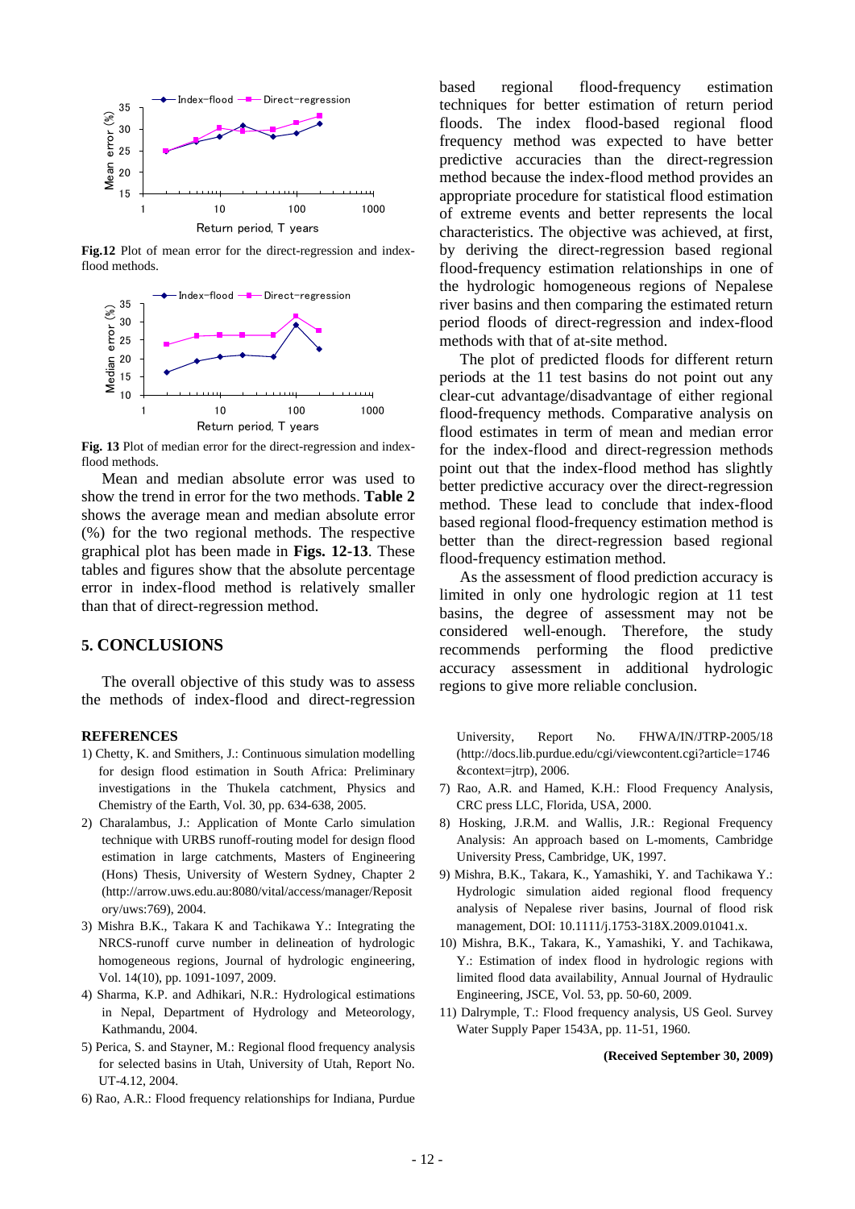Index-flood Direct-regression

Mean error (%)

35
30
25
20
15

1 10 100 1000

Return period, T years

**Fig.12** Plot of mean error for the direct-regression and index-flood methods.

Index-flood Direct-regression

Median error (%)

35
30
25
20
15
10

1 10 100 1000

Return period, T years

**Fig. 13** Plot of median error for the direct-regression and index-flood methods.

Mean and median absolute error was used to show the trend in error for the two methods. **Table 2** shows the average mean and median absolute error (%) for the two regional methods. The respective graphical plot has been made in **Figs. 12-13**. These tables and figures show that the absolute percentage error in index-flood method is relatively smaller than that of direct-regression method.

## 5. CONCLUSIONS

The overall objective of this study was to assess the methods of index-flood and direct-regression based regional flood-frequency estimation techniques for better estimation of return period floods. The index flood-based regional flood frequency method was expected to have better predictive accuracies than the direct-regression method because the index-flood method provides an appropriate procedure for statistical flood estimation of extreme events and better represents the local characteristics. The objective was achieved, at first, by deriving the direct-regression based regional flood-frequency estimation relationships in one of the hydrologic homogeneous regions of Nepalese river basins and then comparing the estimated return period floods of direct-regression and index-flood methods with that of at-site method.

The plot of predicted floods for different return periods at the 11 test basins do not point out any clear-cut advantage/disadvantage of either regional flood-frequency methods. Comparative analysis on flood estimates in term of mean and median error for the index-flood and direct-regression methods point out that the index-flood method has slightly better predictive accuracy over the direct-regression method. These lead to conclude that index-flood based regional flood-frequency estimation method is better than the direct-regression based regional flood-frequency estimation method.

As the assessment of flood prediction accuracy is limited in only one hydrologic region at 11 test basins, the degree of assessment may not be considered well-enough. Therefore, the study recommends performing the flood predictive accuracy assessment in additional hydrologic regions to give more reliable conclusion.

## REFERENCES

1) Chetty, K. and Smithers, J.: Continuous simulation modelling for design flood estimation in South Africa: Preliminary investigations in the Thukela catchment, Physics and Chemistry of the Earth, Vol. 30, pp. 634-638, 2005.
2) Charalambus, J.: Application of Monte Carlo simulation technique with URBS runoff-routing model for design flood estimation in large catchments, Masters of Engineering (Hons) Thesis, University of Western Sydney, Chapter 2 (http://arrow.uws.edu.au:8080/vital/access/manager/Repository/uws:769), 2004.
3) Mishra B.K., Takara K and Tachikawa Y.: Integrating the NRCS-runoff curve number in delineation of hydrologic homogeneous regions, Journal of hydrologic engineering, Vol. 14(10), pp. 1091-1097, 2009.
4) Sharma, K.P. and Adhikari, N.R.: Hydrological estimations in Nepal, Department of Hydrology and Meteorology, Kathmandu, 2004.
5) Perica, S. and Stayner, M.: Regional flood frequency analysis for selected basins in Utah, University of Utah, Report No. UT-4.12, 2004.
6) Rao, A.R.: Flood frequency relationships for Indiana, Purdue University, Report No. FHWA/IN/JTRP-2005/18 (http://docs.lib.purdue.edu/cgi/viewcontent.cgi?article=1746&context=jtrp), 2006.
7) Rao, A.R. and Hamed, K.H.: Flood Frequency Analysis, CRC press LLC, Florida, USA, 2000.
8) Hosking, J.R.M. and Wallis, J.R.: Regional Frequency Analysis: An approach based on L-moments, Cambridge University Press, Cambridge, UK, 1997.
9) Mishra, B.K., Takara, K., Yamashiki, Y. and Tachikawa Y.: Hydrologic simulation aided regional flood frequency analysis of Nepalese river basins, Journal of flood risk management, DOI: 10.1111/j.1753-318X.2009.01041.x.
10) Mishra, B.K., Takara, K., Yamashiki, Y. and Tachikawa, Y.: Estimation of index flood in hydrologic regions with limited flood data availability, Annual Journal of Hydraulic Engineering, JSCE, Vol. 53, pp. 50-60, 2009.
11) Dalrymple, T.: Flood frequency analysis, US Geol. Survey Water Supply Paper 1543A, pp. 11-51, 1960.

**(Received September 30, 2009)**